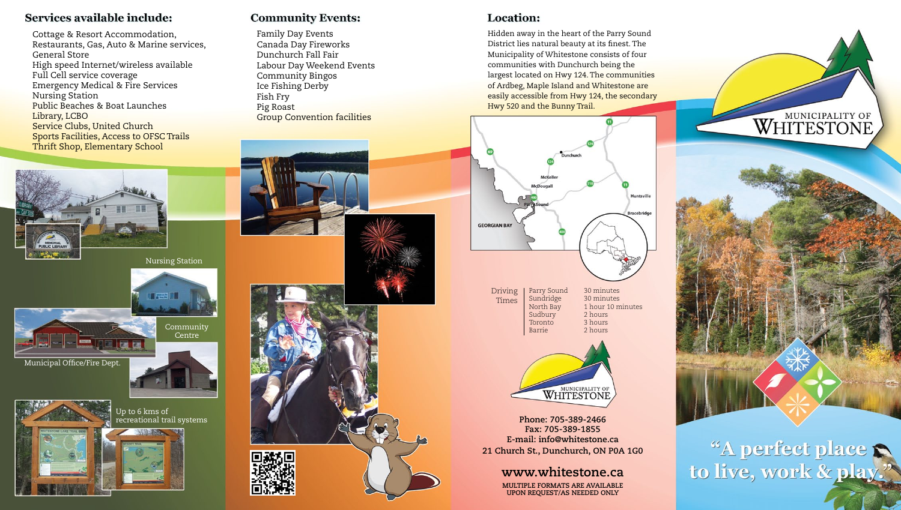## Services available include:

Cottage & Resort Accommodation,
Restaurants, Gas, Auto & Marine services,
General Store
High speed Internet/wireless available
Full Cell service coverage
Emergency Medical & Fire Services
Nursing Station
Public Beaches & Boat Launches
Library, LCBO
Service Clubs, United Church
Sports Facilities, Access to OFSC Trails
Thrift Shop, Elementary School

Nursing Station

Community Centre

Municipal Office/Fire Dept.

Up to 6 kms of recreational trail systems

## Community Events:

Family Day Events
Canada Day Fireworks
Dunchurch Fall Fair
Labour Day Weekend Events
Community Bingos
Ice Fishing Derby
Fish Fry
Pig Roast
Group Convention facilities

## Location:

Hidden away in the heart of the Parry Sound District lies natural beauty at its finest. The Municipality of Whitestone consists of four communities with Dunchurch being the largest located on Hwy 124. The communities of Ardbeg, Maple Island and Whitestone are easily accessible from Hwy 124, the secondary Hwy 520 and the Bunny Trail.

| Driving Times | | |
|---|---|---|
| | Parry Sound | 30 minutes |
| | Sundridge | 30 minutes |
| | North Bay | 1 hour 10 minutes |
| | Sudbury | 2 hours |
| | Toronto | 3 hours |
| | Barrie | 2 hours |

MUNICIPALITY OF WHITESTONE

**Phone: 705-389-2466**
**Fax: 705-389-1855**
**E-mail: info@whitestone.ca**
**21 Church St., Dunchurch, ON P0A 1G0**

**www.whitestone.ca**

MULTIPLE FORMATS ARE AVAILABLE UPON REQUEST/AS NEEDED ONLY

MUNICIPALITY OF WHITESTONE

"A perfect place to live, work & play."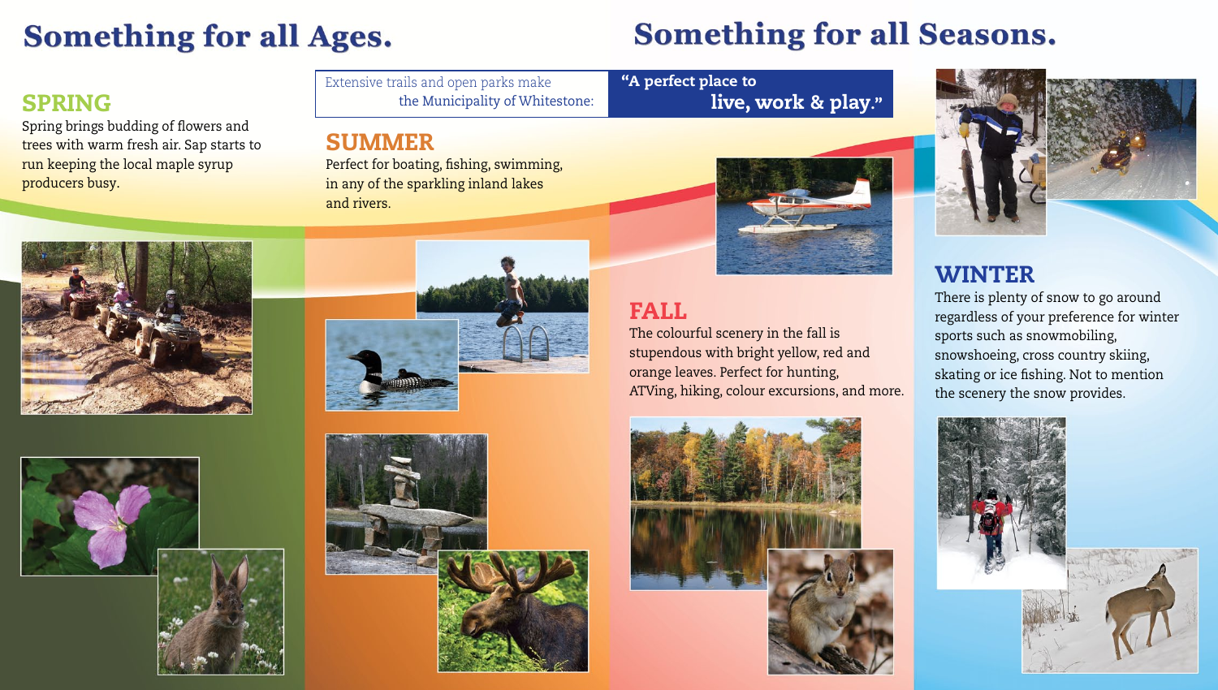# Something for all Ages.

# Something for all Seasons.

Extensive trails and open parks make the Municipality of Whitestone:

**"A perfect place to live, work & play."**

## SPRING

Spring brings budding of flowers and trees with warm fresh air. Sap starts to run keeping the local maple syrup producers busy.

## SUMMER

Perfect for boating, fishing, swimming, in any of the sparkling inland lakes and rivers.

## FALL

The colourful scenery in the fall is stupendous with bright yellow, red and orange leaves. Perfect for hunting, ATVing, hiking, colour excursions, and more.

## WINTER

There is plenty of snow to go around regardless of your preference for winter sports such as snowmobiling, snowshoeing, cross country skiing, skating or ice fishing. Not to mention the scenery the snow provides.